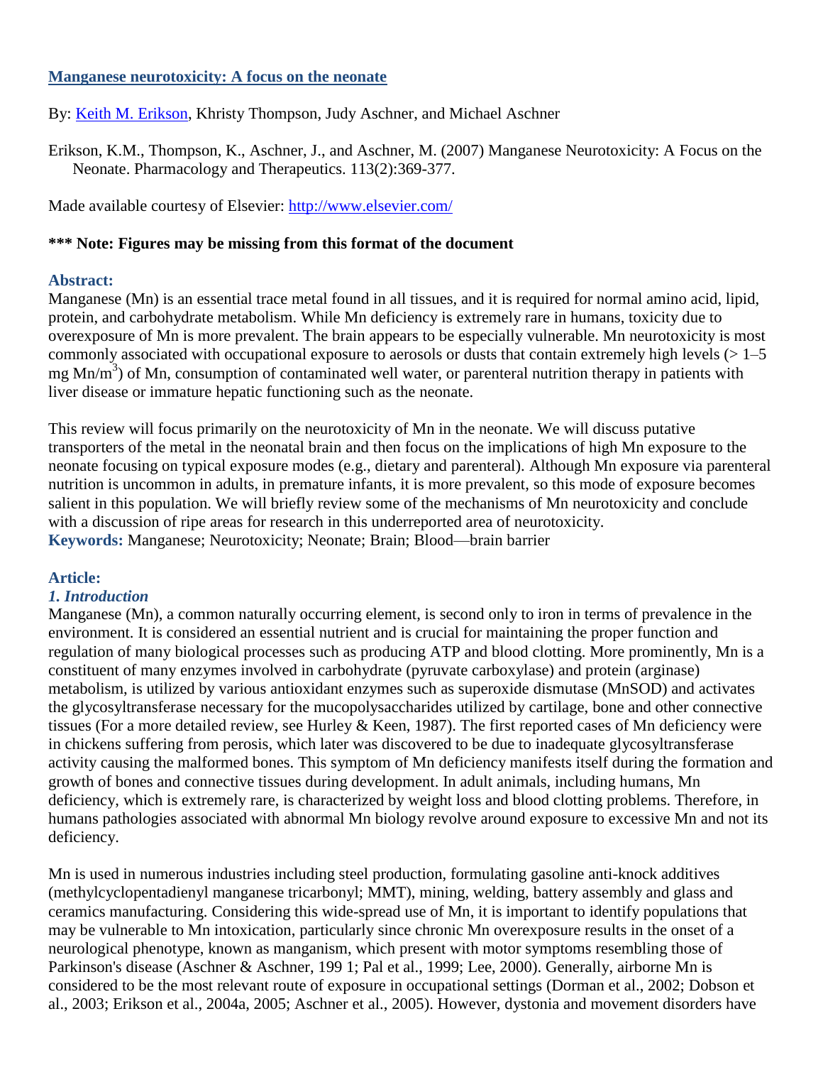# [Manganese neurotoxicity: A focus on the neonate](#)

By: [Keith M. Erikson](#), Khristy Thompson, Judy Aschner, and Michael Aschner

Erikson, K.M., Thompson, K., Aschner, J., and Aschner, M. (2007) Manganese Neurotoxicity: A Focus on the Neonate. Pharmacology and Therapeutics. 113(2):369-377.

Made available courtesy of Elsevier: [http://www.elsevier.com/](http://www.elsevier.com/)

**\*\*\* Note: Figures may be missing from this format of the document**

## Abstract:

Manganese (Mn) is an essential trace metal found in all tissues, and it is required for normal amino acid, lipid, protein, and carbohydrate metabolism. While Mn deficiency is extremely rare in humans, toxicity due to overexposure of Mn is more prevalent. The brain appears to be especially vulnerable. Mn neurotoxicity is most commonly associated with occupational exposure to aerosols or dusts that contain extremely high levels (> 1–5 mg Mn/m$^3$) of Mn, consumption of contaminated well water, or parenteral nutrition therapy in patients with liver disease or immature hepatic functioning such as the neonate.

This review will focus primarily on the neurotoxicity of Mn in the neonate. We will discuss putative transporters of the metal in the neonatal brain and then focus on the implications of high Mn exposure to the neonate focusing on typical exposure modes (e.g., dietary and parenteral). Although Mn exposure via parenteral nutrition is uncommon in adults, in premature infants, it is more prevalent, so this mode of exposure becomes salient in this population. We will briefly review some of the mechanisms of Mn neurotoxicity and conclude with a discussion of ripe areas for research in this underreported area of neurotoxicity.

**Keywords:** Manganese; Neurotoxicity; Neonate; Brain; Blood—brain barrier

## Article:

### *1. Introduction*

Manganese (Mn), a common naturally occurring element, is second only to iron in terms of prevalence in the environment. It is considered an essential nutrient and is crucial for maintaining the proper function and regulation of many biological processes such as producing ATP and blood clotting. More prominently, Mn is a constituent of many enzymes involved in carbohydrate (pyruvate carboxylase) and protein (arginase) metabolism, is utilized by various antioxidant enzymes such as superoxide dismutase (MnSOD) and activates the glycosyltransferase necessary for the mucopolysaccharides utilized by cartilage, bone and other connective tissues (For a more detailed review, see Hurley & Keen, 1987). The first reported cases of Mn deficiency were in chickens suffering from perosis, which later was discovered to be due to inadequate glycosyltransferase activity causing the malformed bones. This symptom of Mn deficiency manifests itself during the formation and growth of bones and connective tissues during development. In adult animals, including humans, Mn deficiency, which is extremely rare, is characterized by weight loss and blood clotting problems. Therefore, in humans pathologies associated with abnormal Mn biology revolve around exposure to excessive Mn and not its deficiency.

Mn is used in numerous industries including steel production, formulating gasoline anti-knock additives (methylcyclopentadienyl manganese tricarbonyl; MMT), mining, welding, battery assembly and glass and ceramics manufacturing. Considering this wide-spread use of Mn, it is important to identify populations that may be vulnerable to Mn intoxication, particularly since chronic Mn overexposure results in the onset of a neurological phenotype, known as manganism, which present with motor symptoms resembling those of Parkinson's disease (Aschner & Aschner, 199 1; Pal et al., 1999; Lee, 2000). Generally, airborne Mn is considered to be the most relevant route of exposure in occupational settings (Dorman et al., 2002; Dobson et al., 2003; Erikson et al., 2004a, 2005; Aschner et al., 2005). However, dystonia and movement disorders have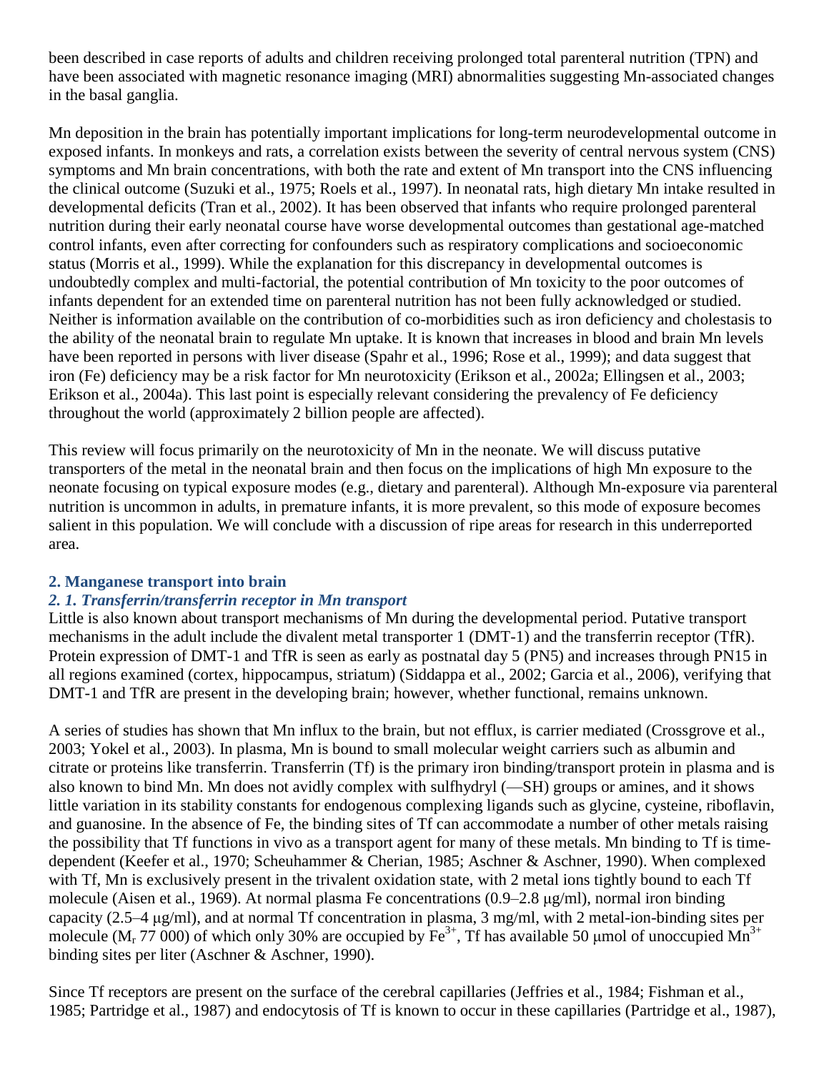been described in case reports of adults and children receiving prolonged total parenteral nutrition (TPN) and have been associated with magnetic resonance imaging (MRI) abnormalities suggesting Mn-associated changes in the basal ganglia.

Mn deposition in the brain has potentially important implications for long-term neurodevelopmental outcome in exposed infants. In monkeys and rats, a correlation exists between the severity of central nervous system (CNS) symptoms and Mn brain concentrations, with both the rate and extent of Mn transport into the CNS influencing the clinical outcome (Suzuki et al., 1975; Roels et al., 1997). In neonatal rats, high dietary Mn intake resulted in developmental deficits (Tran et al., 2002). It has been observed that infants who require prolonged parenteral nutrition during their early neonatal course have worse developmental outcomes than gestational age-matched control infants, even after correcting for confounders such as respiratory complications and socioeconomic status (Morris et al., 1999). While the explanation for this discrepancy in developmental outcomes is undoubtedly complex and multi-factorial, the potential contribution of Mn toxicity to the poor outcomes of infants dependent for an extended time on parenteral nutrition has not been fully acknowledged or studied. Neither is information available on the contribution of co-morbidities such as iron deficiency and cholestasis to the ability of the neonatal brain to regulate Mn uptake. It is known that increases in blood and brain Mn levels have been reported in persons with liver disease (Spahr et al., 1996; Rose et al., 1999); and data suggest that iron (Fe) deficiency may be a risk factor for Mn neurotoxicity (Erikson et al., 2002a; Ellingsen et al., 2003; Erikson et al., 2004a). This last point is especially relevant considering the prevalency of Fe deficiency throughout the world (approximately 2 billion people are affected).

This review will focus primarily on the neurotoxicity of Mn in the neonate. We will discuss putative transporters of the metal in the neonatal brain and then focus on the implications of high Mn exposure to the neonate focusing on typical exposure modes (e.g., dietary and parenteral). Although Mn-exposure via parenteral nutrition is uncommon in adults, in premature infants, it is more prevalent, so this mode of exposure becomes salient in this population. We will conclude with a discussion of ripe areas for research in this underreported area.

## 2. Manganese transport into brain

### *2. 1. Transferrin/transferrin receptor in Mn transport*

Little is also known about transport mechanisms of Mn during the developmental period. Putative transport mechanisms in the adult include the divalent metal transporter 1 (DMT-1) and the transferrin receptor (TfR). Protein expression of DMT-1 and TfR is seen as early as postnatal day 5 (PN5) and increases through PN15 in all regions examined (cortex, hippocampus, striatum) (Siddappa et al., 2002; Garcia et al., 2006), verifying that DMT-1 and TfR are present in the developing brain; however, whether functional, remains unknown.

A series of studies has shown that Mn influx to the brain, but not efflux, is carrier mediated (Crossgrove et al., 2003; Yokel et al., 2003). In plasma, Mn is bound to small molecular weight carriers such as albumin and citrate or proteins like transferrin. Transferrin (Tf) is the primary iron binding/transport protein in plasma and is also known to bind Mn. Mn does not avidly complex with sulfhydryl (—SH) groups or amines, and it shows little variation in its stability constants for endogenous complexing ligands such as glycine, cysteine, riboflavin, and guanosine. In the absence of Fe, the binding sites of Tf can accommodate a number of other metals raising the possibility that Tf functions in vivo as a transport agent for many of these metals. Mn binding to Tf is time-dependent (Keefer et al., 1970; Scheuhammer & Cherian, 1985; Aschner & Aschner, 1990). When complexed with Tf, Mn is exclusively present in the trivalent oxidation state, with 2 metal ions tightly bound to each Tf molecule (Aisen et al., 1969). At normal plasma Fe concentrations (0.9–2.8 μg/ml), normal iron binding capacity (2.5–4 μg/ml), and at normal Tf concentration in plasma, 3 mg/ml, with 2 metal-ion-binding sites per molecule ($M_r$ 77 000) of which only 30% are occupied by $Fe^{3+}$, Tf has available 50 μmol of unoccupied $Mn^{3+}$ binding sites per liter (Aschner & Aschner, 1990).

Since Tf receptors are present on the surface of the cerebral capillaries (Jeffries et al., 1984; Fishman et al., 1985; Partridge et al., 1987) and endocytosis of Tf is known to occur in these capillaries (Partridge et al., 1987),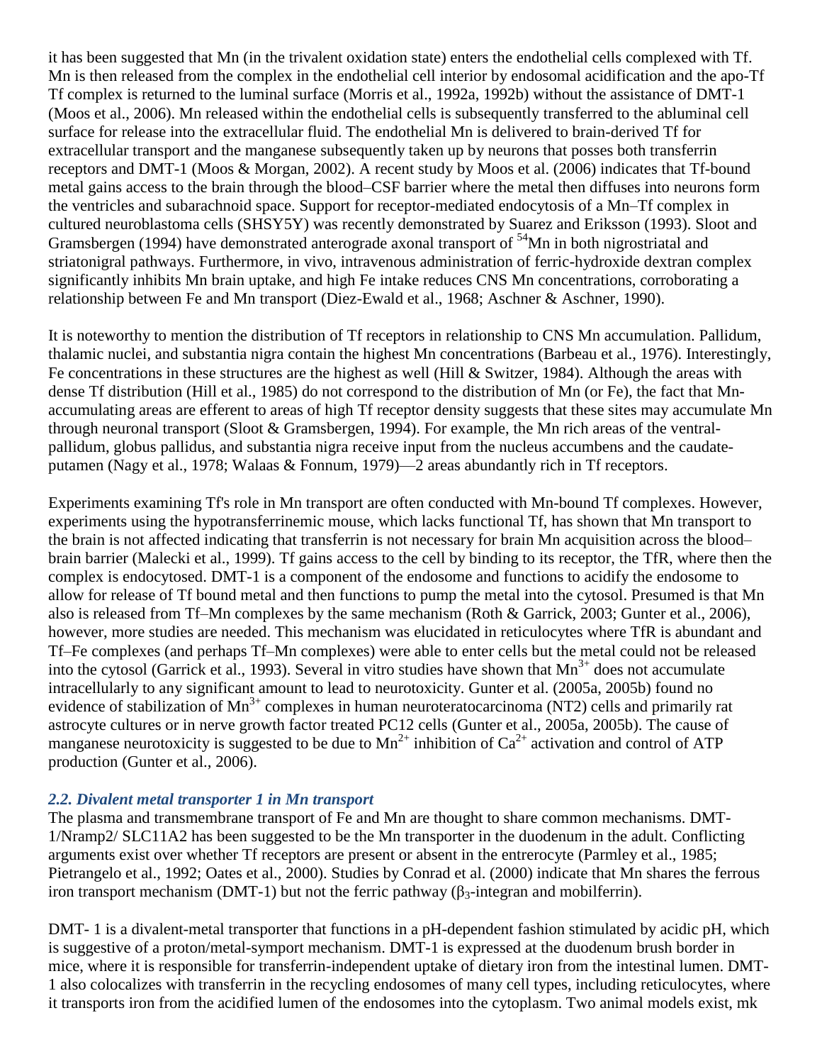it has been suggested that Mn (in the trivalent oxidation state) enters the endothelial cells complexed with Tf. Mn is then released from the complex in the endothelial cell interior by endosomal acidification and the apo-Tf Tf complex is returned to the luminal surface (Morris et al., 1992a, 1992b) without the assistance of DMT-1 (Moos et al., 2006). Mn released within the endothelial cells is subsequently transferred to the abluminal cell surface for release into the extracellular fluid. The endothelial Mn is delivered to brain-derived Tf for extracellular transport and the manganese subsequently taken up by neurons that posses both transferrin receptors and DMT-1 (Moos & Morgan, 2002). A recent study by Moos et al. (2006) indicates that Tf-bound metal gains access to the brain through the blood–CSF barrier where the metal then diffuses into neurons form the ventricles and subarachnoid space. Support for receptor-mediated endocytosis of a Mn–Tf complex in cultured neuroblastoma cells (SHSY5Y) was recently demonstrated by Suarez and Eriksson (1993). Sloot and Gramsbergen (1994) have demonstrated anterograde axonal transport of $^{54}$Mn in both nigrostriatal and striatonigral pathways. Furthermore, in vivo, intravenous administration of ferric-hydroxide dextran complex significantly inhibits Mn brain uptake, and high Fe intake reduces CNS Mn concentrations, corroborating a relationship between Fe and Mn transport (Diez-Ewald et al., 1968; Aschner & Aschner, 1990).

It is noteworthy to mention the distribution of Tf receptors in relationship to CNS Mn accumulation. Pallidum, thalamic nuclei, and substantia nigra contain the highest Mn concentrations (Barbeau et al., 1976). Interestingly, Fe concentrations in these structures are the highest as well (Hill & Switzer, 1984). Although the areas with dense Tf distribution (Hill et al., 1985) do not correspond to the distribution of Mn (or Fe), the fact that Mn-accumulating areas are efferent to areas of high Tf receptor density suggests that these sites may accumulate Mn through neuronal transport (Sloot & Gramsbergen, 1994). For example, the Mn rich areas of the ventral-pallidum, globus pallidus, and substantia nigra receive input from the nucleus accumbens and the caudate-putamen (Nagy et al., 1978; Walaas & Fonnum, 1979)—2 areas abundantly rich in Tf receptors.

Experiments examining Tf's role in Mn transport are often conducted with Mn-bound Tf complexes. However, experiments using the hypotransferrinemic mouse, which lacks functional Tf, has shown that Mn transport to the brain is not affected indicating that transferrin is not necessary for brain Mn acquisition across the blood–brain barrier (Malecki et al., 1999). Tf gains access to the cell by binding to its receptor, the TfR, where then the complex is endocytosed. DMT-1 is a component of the endosome and functions to acidify the endosome to allow for release of Tf bound metal and then functions to pump the metal into the cytosol. Presumed is that Mn also is released from Tf–Mn complexes by the same mechanism (Roth & Garrick, 2003; Gunter et al., 2006), however, more studies are needed. This mechanism was elucidated in reticulocytes where TfR is abundant and Tf–Fe complexes (and perhaps Tf–Mn complexes) were able to enter cells but the metal could not be released into the cytosol (Garrick et al., 1993). Several in vitro studies have shown that $Mn^{3+}$ does not accumulate intracellularly to any significant amount to lead to neurotoxicity. Gunter et al. (2005a, 2005b) found no evidence of stabilization of $Mn^{3+}$ complexes in human neuroteratocarcinoma (NT2) cells and primarily rat astrocyte cultures or in nerve growth factor treated PC12 cells (Gunter et al., 2005a, 2005b). The cause of manganese neurotoxicity is suggested to be due to $Mn^{2+}$ inhibition of $Ca^{2+}$ activation and control of ATP production (Gunter et al., 2006).

### *2.2. Divalent metal transporter 1 in Mn transport*

The plasma and transmembrane transport of Fe and Mn are thought to share common mechanisms. DMT-1/Nramp2/ SLC11A2 has been suggested to be the Mn transporter in the duodenum in the adult. Conflicting arguments exist over whether Tf receptors are present or absent in the entrerocyte (Parmley et al., 1985; Pietrangelo et al., 1992; Oates et al., 2000). Studies by Conrad et al. (2000) indicate that Mn shares the ferrous iron transport mechanism (DMT-1) but not the ferric pathway ($\beta_3$-integran and mobilferrin).

DMT- 1 is a divalent-metal transporter that functions in a pH-dependent fashion stimulated by acidic pH, which is suggestive of a proton/metal-symport mechanism. DMT-1 is expressed at the duodenum brush border in mice, where it is responsible for transferrin-independent uptake of dietary iron from the intestinal lumen. DMT-1 also colocalizes with transferrin in the recycling endosomes of many cell types, including reticulocytes, where it transports iron from the acidified lumen of the endosomes into the cytoplasm. Two animal models exist, mk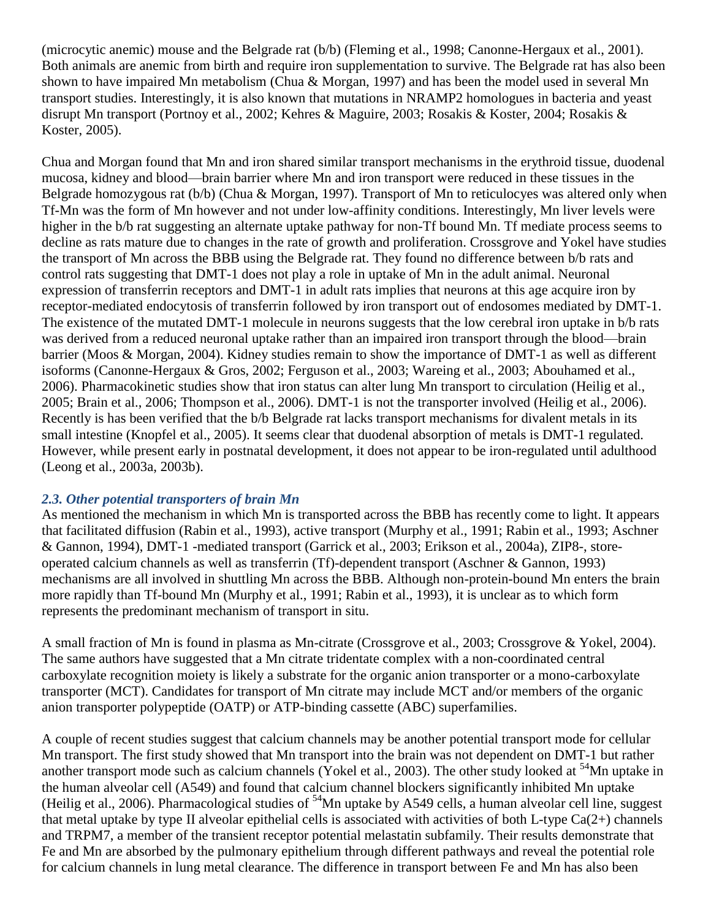(microcytic anemic) mouse and the Belgrade rat (b/b) (Fleming et al., 1998; Canonne-Hergaux et al., 2001). Both animals are anemic from birth and require iron supplementation to survive. The Belgrade rat has also been shown to have impaired Mn metabolism (Chua & Morgan, 1997) and has been the model used in several Mn transport studies. Interestingly, it is also known that mutations in NRAMP2 homologues in bacteria and yeast disrupt Mn transport (Portnoy et al., 2002; Kehres & Maguire, 2003; Rosakis & Koster, 2004; Rosakis & Koster, 2005).

Chua and Morgan found that Mn and iron shared similar transport mechanisms in the erythroid tissue, duodenal mucosa, kidney and blood—brain barrier where Mn and iron transport were reduced in these tissues in the Belgrade homozygous rat (b/b) (Chua & Morgan, 1997). Transport of Mn to reticulocyes was altered only when Tf-Mn was the form of Mn however and not under low-affinity conditions. Interestingly, Mn liver levels were higher in the b/b rat suggesting an alternate uptake pathway for non-Tf bound Mn. Tf mediate process seems to decline as rats mature due to changes in the rate of growth and proliferation. Crossgrove and Yokel have studies the transport of Mn across the BBB using the Belgrade rat. They found no difference between b/b rats and control rats suggesting that DMT-1 does not play a role in uptake of Mn in the adult animal. Neuronal expression of transferrin receptors and DMT-1 in adult rats implies that neurons at this age acquire iron by receptor-mediated endocytosis of transferrin followed by iron transport out of endosomes mediated by DMT-1. The existence of the mutated DMT-1 molecule in neurons suggests that the low cerebral iron uptake in b/b rats was derived from a reduced neuronal uptake rather than an impaired iron transport through the blood—brain barrier (Moos & Morgan, 2004). Kidney studies remain to show the importance of DMT-1 as well as different isoforms (Canonne-Hergaux & Gros, 2002; Ferguson et al., 2003; Wareing et al., 2003; Abouhamed et al., 2006). Pharmacokinetic studies show that iron status can alter lung Mn transport to circulation (Heilig et al., 2005; Brain et al., 2006; Thompson et al., 2006). DMT-1 is not the transporter involved (Heilig et al., 2006). Recently is has been verified that the b/b Belgrade rat lacks transport mechanisms for divalent metals in its small intestine (Knopfel et al., 2005). It seems clear that duodenal absorption of metals is DMT-1 regulated. However, while present early in postnatal development, it does not appear to be iron-regulated until adulthood (Leong et al., 2003a, 2003b).

### *2.3. Other potential transporters of brain Mn*

As mentioned the mechanism in which Mn is transported across the BBB has recently come to light. It appears that facilitated diffusion (Rabin et al., 1993), active transport (Murphy et al., 1991; Rabin et al., 1993; Aschner & Gannon, 1994), DMT-1 -mediated transport (Garrick et al., 2003; Erikson et al., 2004a), ZIP8-, store-operated calcium channels as well as transferrin (Tf)-dependent transport (Aschner & Gannon, 1993) mechanisms are all involved in shuttling Mn across the BBB. Although non-protein-bound Mn enters the brain more rapidly than Tf-bound Mn (Murphy et al., 1991; Rabin et al., 1993), it is unclear as to which form represents the predominant mechanism of transport in situ.

A small fraction of Mn is found in plasma as Mn-citrate (Crossgrove et al., 2003; Crossgrove & Yokel, 2004). The same authors have suggested that a Mn citrate tridentate complex with a non-coordinated central carboxylate recognition moiety is likely a substrate for the organic anion transporter or a mono-carboxylate transporter (MCT). Candidates for transport of Mn citrate may include MCT and/or members of the organic anion transporter polypeptide (OATP) or ATP-binding cassette (ABC) superfamilies.

A couple of recent studies suggest that calcium channels may be another potential transport mode for cellular Mn transport. The first study showed that Mn transport into the brain was not dependent on DMT-1 but rather another transport mode such as calcium channels (Yokel et al., 2003). The other study looked at $^{54}$Mn uptake in the human alveolar cell (A549) and found that calcium channel blockers significantly inhibited Mn uptake (Heilig et al., 2006). Pharmacological studies of $^{54}$Mn uptake by A549 cells, a human alveolar cell line, suggest that metal uptake by type II alveolar epithelial cells is associated with activities of both L-type $Ca^{2+}$ channels and TRPM7, a member of the transient receptor potential melastatin subfamily. Their results demonstrate that Fe and Mn are absorbed by the pulmonary epithelium through different pathways and reveal the potential role for calcium channels in lung metal clearance. The difference in transport between Fe and Mn has also been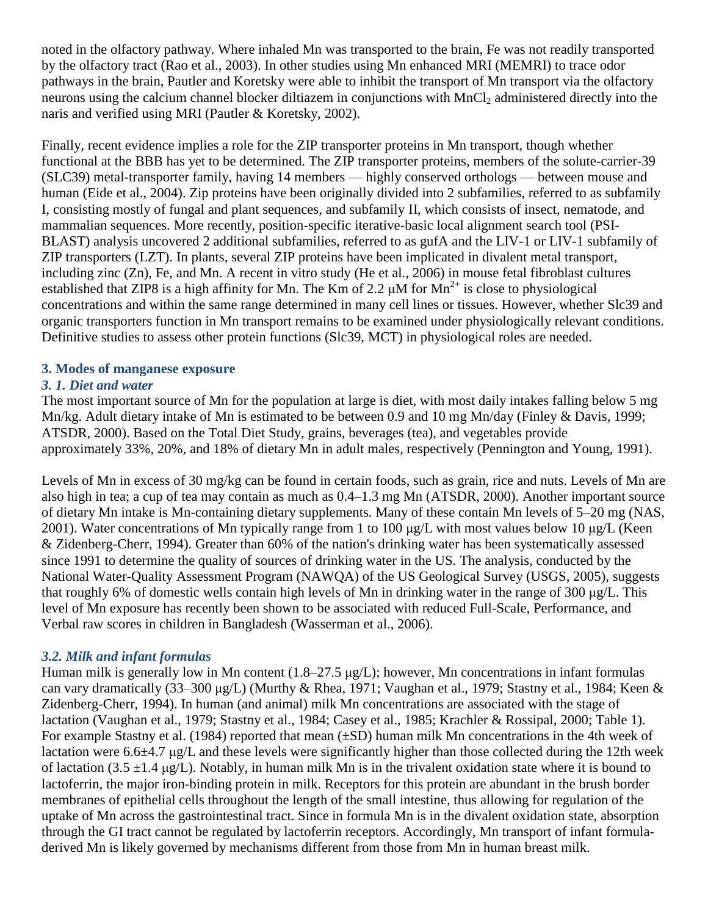noted in the olfactory pathway. Where inhaled Mn was transported to the brain, Fe was not readily transported by the olfactory tract (Rao et al., 2003). In other studies using Mn enhanced MRI (MEMRI) to trace odor pathways in the brain, Pautler and Koretsky were able to inhibit the transport of Mn transport via the olfactory neurons using the calcium channel blocker diltiazem in conjunctions with $MnCl_2$ administered directly into the naris and verified using MRI (Pautler & Koretsky, 2002).

Finally, recent evidence implies a role for the ZIP transporter proteins in Mn transport, though whether functional at the BBB has yet to be determined. The ZIP transporter proteins, members of the solute-carrier-39 (SLC39) metal-transporter family, having 14 members — highly conserved orthologs — between mouse and human (Eide et al., 2004). Zip proteins have been originally divided into 2 subfamilies, referred to as subfamily I, consisting mostly of fungal and plant sequences, and subfamily II, which consists of insect, nematode, and mammalian sequences. More recently, position-specific iterative-basic local alignment search tool (PSI-BLAST) analysis uncovered 2 additional subfamilies, referred to as gufA and the LIV-1 or LIV-1 subfamily of ZIP transporters (LZT). In plants, several ZIP proteins have been implicated in divalent metal transport, including zinc (Zn), Fe, and Mn. A recent in vitro study (He et al., 2006) in mouse fetal fibroblast cultures established that ZIP8 is a high affinity for Mn. The Km of 2.2 μM for $Mn^{2+}$ is close to physiological concentrations and within the same range determined in many cell lines or tissues. However, whether Slc39 and organic transporters function in Mn transport remains to be examined under physiologically relevant conditions. Definitive studies to assess other protein functions (Slc39, MCT) in physiological roles are needed.

## 3. Modes of manganese exposure

### *3. 1. Diet and water*

The most important source of Mn for the population at large is diet, with most daily intakes falling below 5 mg Mn/kg. Adult dietary intake of Mn is estimated to be between 0.9 and 10 mg Mn/day (Finley & Davis, 1999; ATSDR, 2000). Based on the Total Diet Study, grains, beverages (tea), and vegetables provide approximately 33%, 20%, and 18% of dietary Mn in adult males, respectively (Pennington and Young, 1991).

Levels of Mn in excess of 30 mg/kg can be found in certain foods, such as grain, rice and nuts. Levels of Mn are also high in tea; a cup of tea may contain as much as 0.4–1.3 mg Mn (ATSDR, 2000). Another important source of dietary Mn intake is Mn-containing dietary supplements. Many of these contain Mn levels of 5–20 mg (NAS, 2001). Water concentrations of Mn typically range from 1 to 100 μg/L with most values below 10 μg/L (Keen & Zidenberg-Cherr, 1994). Greater than 60% of the nation's drinking water has been systematically assessed since 1991 to determine the quality of sources of drinking water in the US. The analysis, conducted by the National Water-Quality Assessment Program (NAWQA) of the US Geological Survey (USGS, 2005), suggests that roughly 6% of domestic wells contain high levels of Mn in drinking water in the range of 300 μg/L. This level of Mn exposure has recently been shown to be associated with reduced Full-Scale, Performance, and Verbal raw scores in children in Bangladesh (Wasserman et al., 2006).

### *3.2. Milk and infant formulas*

Human milk is generally low in Mn content (1.8–27.5 μg/L); however, Mn concentrations in infant formulas can vary dramatically (33–300 μg/L) (Murthy & Rhea, 1971; Vaughan et al., 1979; Stastny et al., 1984; Keen & Zidenberg-Cherr, 1994). In human (and animal) milk Mn concentrations are associated with the stage of lactation (Vaughan et al., 1979; Stastny et al., 1984; Casey et al., 1985; Krachler & Rossipal, 2000; Table 1). For example Stastny et al. (1984) reported that mean (±SD) human milk Mn concentrations in the 4th week of lactation were 6.6±4.7 μg/L and these levels were significantly higher than those collected during the 12th week of lactation (3.5 ±1.4 μg/L). Notably, in human milk Mn is in the trivalent oxidation state where it is bound to lactoferrin, the major iron-binding protein in milk. Receptors for this protein are abundant in the brush border membranes of epithelial cells throughout the length of the small intestine, thus allowing for regulation of the uptake of Mn across the gastrointestinal tract. Since in formula Mn is in the divalent oxidation state, absorption through the GI tract cannot be regulated by lactoferrin receptors. Accordingly, Mn transport of infant formula-derived Mn is likely governed by mechanisms different from those from Mn in human breast milk.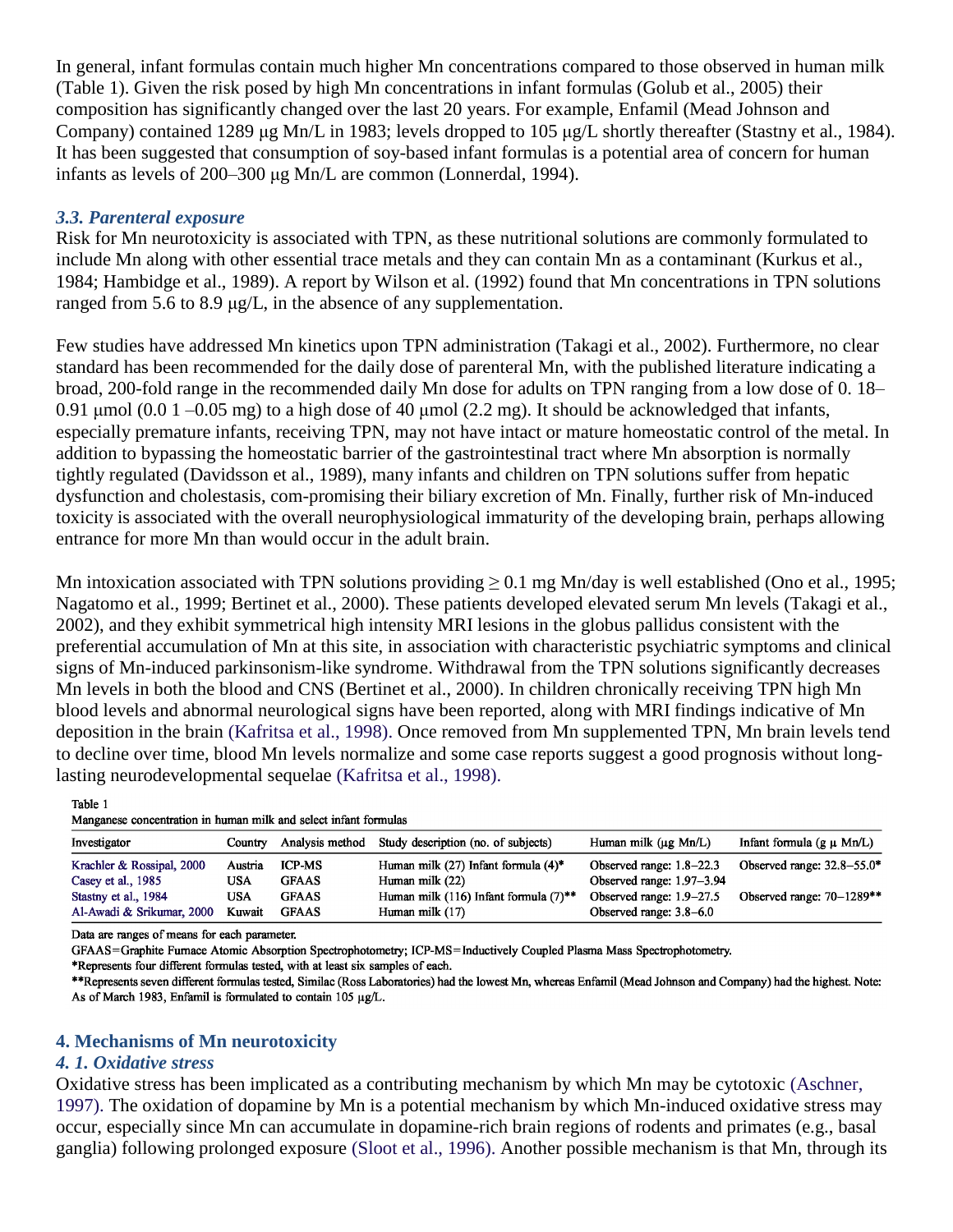In general, infant formulas contain much higher Mn concentrations compared to those observed in human milk (Table 1). Given the risk posed by high Mn concentrations in infant formulas (Golub et al., 2005) their composition has significantly changed over the last 20 years. For example, Enfamil (Mead Johnson and Company) contained 1289 μg Mn/L in 1983; levels dropped to 105 μg/L shortly thereafter (Stastny et al., 1984). It has been suggested that consumption of soy-based infant formulas is a potential area of concern for human infants as levels of 200–300 μg Mn/L are common (Lonnerdal, 1994).

### *3.3. Parenteral exposure*

Risk for Mn neurotoxicity is associated with TPN, as these nutritional solutions are commonly formulated to include Mn along with other essential trace metals and they can contain Mn as a contaminant (Kurkus et al., 1984; Hambidge et al., 1989). A report by Wilson et al. (1992) found that Mn concentrations in TPN solutions ranged from 5.6 to 8.9 μg/L, in the absence of any supplementation.

Few studies have addressed Mn kinetics upon TPN administration (Takagi et al., 2002). Furthermore, no clear standard has been recommended for the daily dose of parenteral Mn, with the published literature indicating a broad, 200-fold range in the recommended daily Mn dose for adults on TPN ranging from a low dose of 0. 18–0.91 μmol (0.0 1 –0.05 mg) to a high dose of 40 μmol (2.2 mg). It should be acknowledged that infants, especially premature infants, receiving TPN, may not have intact or mature homeostatic control of the metal. In addition to bypassing the homeostatic barrier of the gastrointestinal tract where Mn absorption is normally tightly regulated (Davidsson et al., 1989), many infants and children on TPN solutions suffer from hepatic dysfunction and cholestasis, com-promising their biliary excretion of Mn. Finally, further risk of Mn-induced toxicity is associated with the overall neurophysiological immaturity of the developing brain, perhaps allowing entrance for more Mn than would occur in the adult brain.

Mn intoxication associated with TPN solutions providing ≥ 0.1 mg Mn/day is well established (Ono et al., 1995; Nagatomo et al., 1999; Bertinet et al., 2000). These patients developed elevated serum Mn levels (Takagi et al., 2002), and they exhibit symmetrical high intensity MRI lesions in the globus pallidus consistent with the preferential accumulation of Mn at this site, in association with characteristic psychiatric symptoms and clinical signs of Mn-induced parkinsonism-like syndrome. Withdrawal from the TPN solutions significantly decreases Mn levels in both the blood and CNS (Bertinet et al., 2000). In children chronically receiving TPN high Mn blood levels and abnormal neurological signs have been reported, along with MRI findings indicative of Mn deposition in the brain (Kafritsa et al., 1998). Once removed from Mn supplemented TPN, Mn brain levels tend to decline over time, blood Mn levels normalize and some case reports suggest a good prognosis without long-lasting neurodevelopmental sequelae (Kafritsa et al., 1998).

Table 1

Manganese concentration in human milk and select infant formulas

| Investigator | Country | Analysis method | Study description (no. of subjects) | Human milk (μg Mn/L) | Infant formula (g μ Mn/L) |
|---|---|---|---|---|---|
| Krachler & Rossipal, 2000 | Austria | ICP-MS | Human milk (27) Infant formula (4)* | Observed range: 1.8–22.3 | Observed range: 32.8–55.0* |
| Casey et al., 1985 | USA | GFAAS | Human milk (22) | Observed range: 1.97–3.94 | |
| Stastny et al., 1984 | USA | GFAAS | Human milk (116) Infant formula (7)** | Observed range: 1.9–27.5 | Observed range: 70–1289** |
| Al-Awadi & Srikumar, 2000 | Kuwait | GFAAS | Human milk (17) | Observed range: 3.8–6.0 | |

Data are ranges of means for each parameter.

GFAAS=Graphite Furnace Atomic Absorption Spectrophotometry; ICP-MS=Inductively Coupled Plasma Mass Spectrophotometry.

*Represents four different formulas tested, with at least six samples of each.

**Represents seven different formulas tested, Similac (Ross Laboratories) had the lowest Mn, whereas Enfamil (Mead Johnson and Company) had the highest. Note: As of March 1983, Enfamil is formulated to contain 105 μg/L.

## 4. Mechanisms of Mn neurotoxicity

### *4. 1. Oxidative stress*

Oxidative stress has been implicated as a contributing mechanism by which Mn may be cytotoxic (Aschner, 1997). The oxidation of dopamine by Mn is a potential mechanism by which Mn-induced oxidative stress may occur, especially since Mn can accumulate in dopamine-rich brain regions of rodents and primates (e.g., basal ganglia) following prolonged exposure (Sloot et al., 1996). Another possible mechanism is that Mn, through its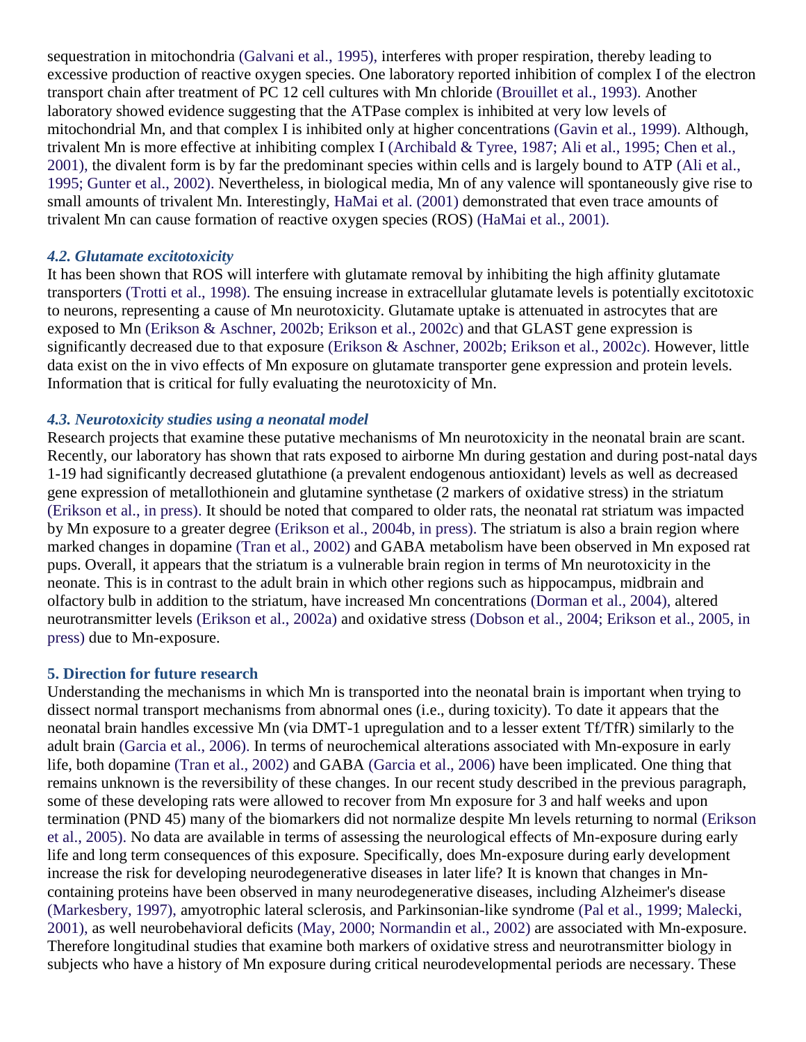sequestration in mitochondria (Galvani et al., 1995), interferes with proper respiration, thereby leading to excessive production of reactive oxygen species. One laboratory reported inhibition of complex I of the electron transport chain after treatment of PC 12 cell cultures with Mn chloride (Brouillet et al., 1993). Another laboratory showed evidence suggesting that the ATPase complex is inhibited at very low levels of mitochondrial Mn, and that complex I is inhibited only at higher concentrations (Gavin et al., 1999). Although, trivalent Mn is more effective at inhibiting complex I (Archibald & Tyree, 1987; Ali et al., 1995; Chen et al., 2001), the divalent form is by far the predominant species within cells and is largely bound to ATP (Ali et al., 1995; Gunter et al., 2002). Nevertheless, in biological media, Mn of any valence will spontaneously give rise to small amounts of trivalent Mn. Interestingly, HaMai et al. (2001) demonstrated that even trace amounts of trivalent Mn can cause formation of reactive oxygen species (ROS) (HaMai et al., 2001).

### *4.2. Glutamate excitotoxicity*

It has been shown that ROS will interfere with glutamate removal by inhibiting the high affinity glutamate transporters (Trotti et al., 1998). The ensuing increase in extracellular glutamate levels is potentially excitotoxic to neurons, representing a cause of Mn neurotoxicity. Glutamate uptake is attenuated in astrocytes that are exposed to Mn (Erikson & Aschner, 2002b; Erikson et al., 2002c) and that GLAST gene expression is significantly decreased due to that exposure (Erikson & Aschner, 2002b; Erikson et al., 2002c). However, little data exist on the in vivo effects of Mn exposure on glutamate transporter gene expression and protein levels. Information that is critical for fully evaluating the neurotoxicity of Mn.

### *4.3. Neurotoxicity studies using a neonatal model*

Research projects that examine these putative mechanisms of Mn neurotoxicity in the neonatal brain are scant. Recently, our laboratory has shown that rats exposed to airborne Mn during gestation and during post-natal days 1-19 had significantly decreased glutathione (a prevalent endogenous antioxidant) levels as well as decreased gene expression of metallothionein and glutamine synthetase (2 markers of oxidative stress) in the striatum (Erikson et al., in press). It should be noted that compared to older rats, the neonatal rat striatum was impacted by Mn exposure to a greater degree (Erikson et al., 2004b, in press). The striatum is also a brain region where marked changes in dopamine (Tran et al., 2002) and GABA metabolism have been observed in Mn exposed rat pups. Overall, it appears that the striatum is a vulnerable brain region in terms of Mn neurotoxicity in the neonate. This is in contrast to the adult brain in which other regions such as hippocampus, midbrain and olfactory bulb in addition to the striatum, have increased Mn concentrations (Dorman et al., 2004), altered neurotransmitter levels (Erikson et al., 2002a) and oxidative stress (Dobson et al., 2004; Erikson et al., 2005, in press) due to Mn-exposure.

## 5. Direction for future research

Understanding the mechanisms in which Mn is transported into the neonatal brain is important when trying to dissect normal transport mechanisms from abnormal ones (i.e., during toxicity). To date it appears that the neonatal brain handles excessive Mn (via DMT-1 upregulation and to a lesser extent Tf/TfR) similarly to the adult brain (Garcia et al., 2006). In terms of neurochemical alterations associated with Mn-exposure in early life, both dopamine (Tran et al., 2002) and GABA (Garcia et al., 2006) have been implicated. One thing that remains unknown is the reversibility of these changes. In our recent study described in the previous paragraph, some of these developing rats were allowed to recover from Mn exposure for 3 and half weeks and upon termination (PND 45) many of the biomarkers did not normalize despite Mn levels returning to normal (Erikson et al., 2005). No data are available in terms of assessing the neurological effects of Mn-exposure during early life and long term consequences of this exposure. Specifically, does Mn-exposure during early development increase the risk for developing neurodegenerative diseases in later life? It is known that changes in Mn-containing proteins have been observed in many neurodegenerative diseases, including Alzheimer's disease (Markesbery, 1997), amyotrophic lateral sclerosis, and Parkinsonian-like syndrome (Pal et al., 1999; Malecki, 2001), as well neurobehavioral deficits (May, 2000; Normandin et al., 2002) are associated with Mn-exposure. Therefore longitudinal studies that examine both markers of oxidative stress and neurotransmitter biology in subjects who have a history of Mn exposure during critical neurodevelopmental periods are necessary. These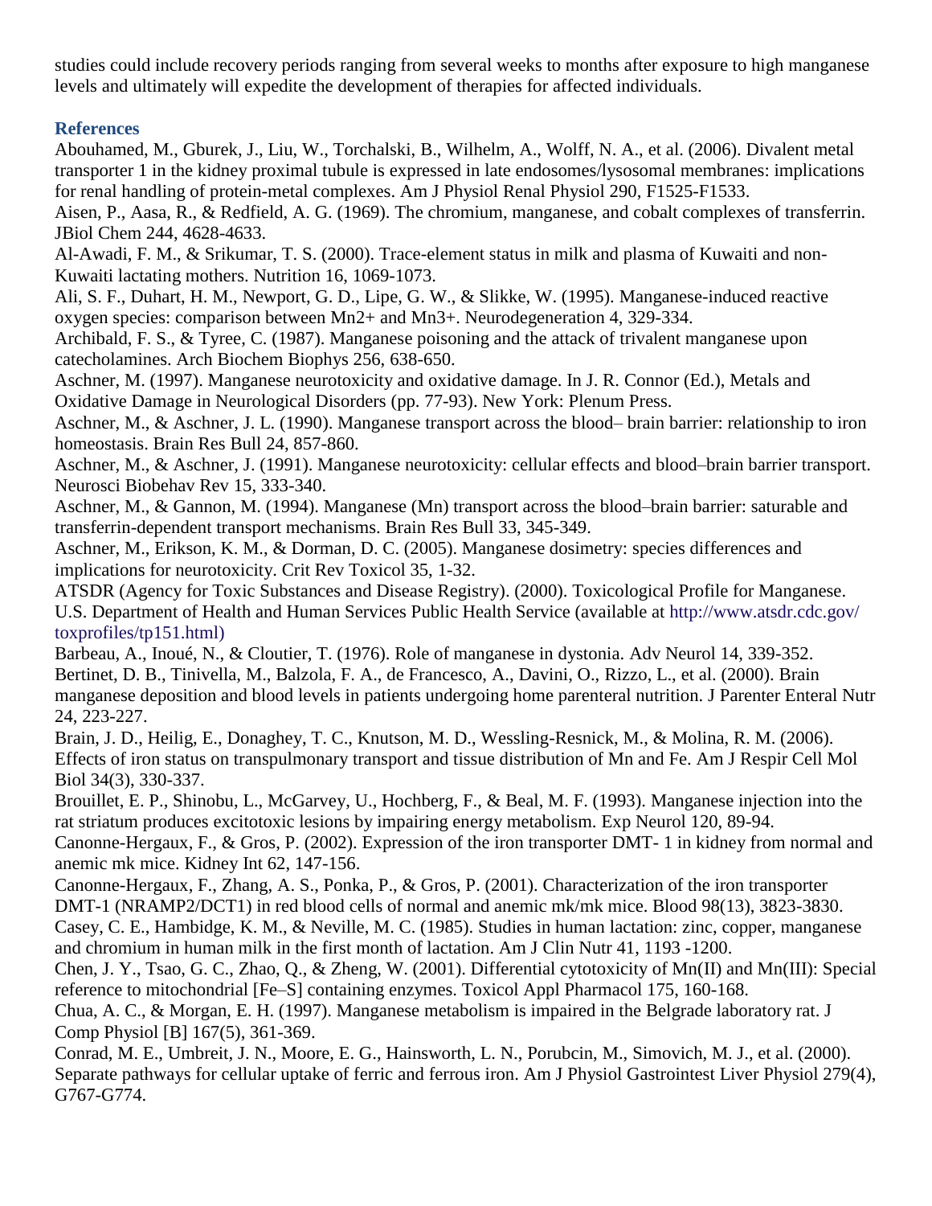studies could include recovery periods ranging from several weeks to months after exposure to high manganese levels and ultimately will expedite the development of therapies for affected individuals.

## References

Abouhamed, M., Gburek, J., Liu, W., Torchalski, B., Wilhelm, A., Wolff, N. A., et al. (2006). Divalent metal transporter 1 in the kidney proximal tubule is expressed in late endosomes/lysosomal membranes: implications for renal handling of protein-metal complexes. Am J Physiol Renal Physiol 290, F1525-F1533.

Aisen, P., Aasa, R., & Redfield, A. G. (1969). The chromium, manganese, and cobalt complexes of transferrin. JBiol Chem 244, 4628-4633.

Al-Awadi, F. M., & Srikumar, T. S. (2000). Trace-element status in milk and plasma of Kuwaiti and non-Kuwaiti lactating mothers. Nutrition 16, 1069-1073.

Ali, S. F., Duhart, H. M., Newport, G. D., Lipe, G. W., & Slikke, W. (1995). Manganese-induced reactive oxygen species: comparison between Mn2+ and Mn3+. Neurodegeneration 4, 329-334.

Archibald, F. S., & Tyree, C. (1987). Manganese poisoning and the attack of trivalent manganese upon catecholamines. Arch Biochem Biophys 256, 638-650.

Aschner, M. (1997). Manganese neurotoxicity and oxidative damage. In J. R. Connor (Ed.), Metals and Oxidative Damage in Neurological Disorders (pp. 77-93). New York: Plenum Press.

Aschner, M., & Aschner, J. L. (1990). Manganese transport across the blood– brain barrier: relationship to iron homeostasis. Brain Res Bull 24, 857-860.

Aschner, M., & Aschner, J. (1991). Manganese neurotoxicity: cellular effects and blood–brain barrier transport. Neurosci Biobehav Rev 15, 333-340.

Aschner, M., & Gannon, M. (1994). Manganese (Mn) transport across the blood–brain barrier: saturable and transferrin-dependent transport mechanisms. Brain Res Bull 33, 345-349.

Aschner, M., Erikson, K. M., & Dorman, D. C. (2005). Manganese dosimetry: species differences and implications for neurotoxicity. Crit Rev Toxicol 35, 1-32.

ATSDR (Agency for Toxic Substances and Disease Registry). (2000). Toxicological Profile for Manganese. U.S. Department of Health and Human Services Public Health Service (available at http://www.atsdr.cdc.gov/toxprofiles/tp151.html)

Barbeau, A., Inoué, N., & Cloutier, T. (1976). Role of manganese in dystonia. Adv Neurol 14, 339-352.

Bertinet, D. B., Tinivella, M., Balzola, F. A., de Francesco, A., Davini, O., Rizzo, L., et al. (2000). Brain manganese deposition and blood levels in patients undergoing home parenteral nutrition. J Parenter Enteral Nutr 24, 223-227.

Brain, J. D., Heilig, E., Donaghey, T. C., Knutson, M. D., Wessling-Resnick, M., & Molina, R. M. (2006). Effects of iron status on transpulmonary transport and tissue distribution of Mn and Fe. Am J Respir Cell Mol Biol 34(3), 330-337.

Brouillet, E. P., Shinobu, L., McGarvey, U., Hochberg, F., & Beal, M. F. (1993). Manganese injection into the rat striatum produces excitotoxic lesions by impairing energy metabolism. Exp Neurol 120, 89-94.

Canonne-Hergaux, F., & Gros, P. (2002). Expression of the iron transporter DMT- 1 in kidney from normal and anemic mk mice. Kidney Int 62, 147-156.

Canonne-Hergaux, F., Zhang, A. S., Ponka, P., & Gros, P. (2001). Characterization of the iron transporter DMT-1 (NRAMP2/DCT1) in red blood cells of normal and anemic mk/mk mice. Blood 98(13), 3823-3830.

Casey, C. E., Hambidge, K. M., & Neville, M. C. (1985). Studies in human lactation: zinc, copper, manganese and chromium in human milk in the first month of lactation. Am J Clin Nutr 41, 1193 -1200.

Chen, J. Y., Tsao, G. C., Zhao, Q., & Zheng, W. (2001). Differential cytotoxicity of Mn(II) and Mn(III): Special reference to mitochondrial [Fe–S] containing enzymes. Toxicol Appl Pharmacol 175, 160-168.

Chua, A. C., & Morgan, E. H. (1997). Manganese metabolism is impaired in the Belgrade laboratory rat. J Comp Physiol [B] 167(5), 361-369.

Conrad, M. E., Umbreit, J. N., Moore, E. G., Hainsworth, L. N., Porubcin, M., Simovich, M. J., et al. (2000). Separate pathways for cellular uptake of ferric and ferrous iron. Am J Physiol Gastrointest Liver Physiol 279(4), G767-G774.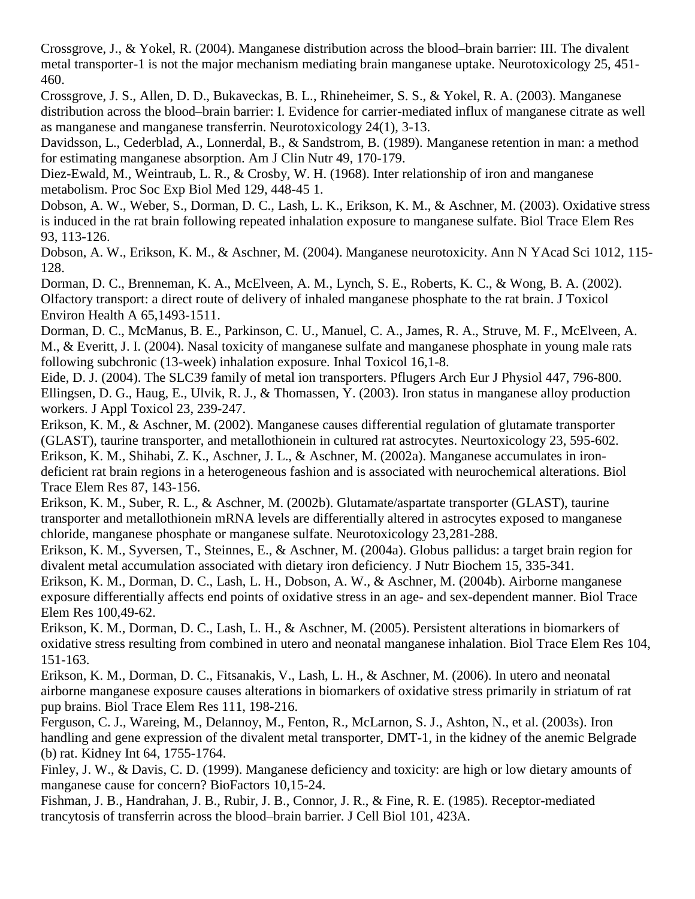Crossgrove, J., & Yokel, R. (2004). Manganese distribution across the blood–brain barrier: III. The divalent metal transporter-1 is not the major mechanism mediating brain manganese uptake. Neurotoxicology 25, 451-460.

Crossgrove, J. S., Allen, D. D., Bukaveckas, B. L., Rhineheimer, S. S., & Yokel, R. A. (2003). Manganese distribution across the blood–brain barrier: I. Evidence for carrier-mediated influx of manganese citrate as well as manganese and manganese transferrin. Neurotoxicology 24(1), 3-13.

Davidsson, L., Cederblad, A., Lonnerdal, B., & Sandstrom, B. (1989). Manganese retention in man: a method for estimating manganese absorption. Am J Clin Nutr 49, 170-179.

Diez-Ewald, M., Weintraub, L. R., & Crosby, W. H. (1968). Inter relationship of iron and manganese metabolism. Proc Soc Exp Biol Med 129, 448-45 1.

Dobson, A. W., Weber, S., Dorman, D. C., Lash, L. K., Erikson, K. M., & Aschner, M. (2003). Oxidative stress is induced in the rat brain following repeated inhalation exposure to manganese sulfate. Biol Trace Elem Res 93, 113-126.

Dobson, A. W., Erikson, K. M., & Aschner, M. (2004). Manganese neurotoxicity. Ann N YAcad Sci 1012, 115-128.

Dorman, D. C., Brenneman, K. A., McElveen, A. M., Lynch, S. E., Roberts, K. C., & Wong, B. A. (2002). Olfactory transport: a direct route of delivery of inhaled manganese phosphate to the rat brain. J Toxicol Environ Health A 65,1493-1511.

Dorman, D. C., McManus, B. E., Parkinson, C. U., Manuel, C. A., James, R. A., Struve, M. F., McElveen, A. M., & Everitt, J. I. (2004). Nasal toxicity of manganese sulfate and manganese phosphate in young male rats following subchronic (13-week) inhalation exposure. Inhal Toxicol 16,1-8.

Eide, D. J. (2004). The SLC39 family of metal ion transporters. Pflugers Arch Eur J Physiol 447, 796-800.

Ellingsen, D. G., Haug, E., Ulvik, R. J., & Thomassen, Y. (2003). Iron status in manganese alloy production workers. J Appl Toxicol 23, 239-247.

Erikson, K. M., & Aschner, M. (2002). Manganese causes differential regulation of glutamate transporter (GLAST), taurine transporter, and metallothionein in cultured rat astrocytes. Neurtoxicology 23, 595-602.

Erikson, K. M., Shihabi, Z. K., Aschner, J. L., & Aschner, M. (2002a). Manganese accumulates in iron-deficient rat brain regions in a heterogeneous fashion and is associated with neurochemical alterations. Biol Trace Elem Res 87, 143-156.

Erikson, K. M., Suber, R. L., & Aschner, M. (2002b). Glutamate/aspartate transporter (GLAST), taurine transporter and metallothionein mRNA levels are differentially altered in astrocytes exposed to manganese chloride, manganese phosphate or manganese sulfate. Neurotoxicology 23,281-288.

Erikson, K. M., Syversen, T., Steinnes, E., & Aschner, M. (2004a). Globus pallidus: a target brain region for divalent metal accumulation associated with dietary iron deficiency. J Nutr Biochem 15, 335-341.

Erikson, K. M., Dorman, D. C., Lash, L. H., Dobson, A. W., & Aschner, M. (2004b). Airborne manganese exposure differentially affects end points of oxidative stress in an age- and sex-dependent manner. Biol Trace Elem Res 100,49-62.

Erikson, K. M., Dorman, D. C., Lash, L. H., & Aschner, M. (2005). Persistent alterations in biomarkers of oxidative stress resulting from combined in utero and neonatal manganese inhalation. Biol Trace Elem Res 104, 151-163.

Erikson, K. M., Dorman, D. C., Fitsanakis, V., Lash, L. H., & Aschner, M. (2006). In utero and neonatal airborne manganese exposure causes alterations in biomarkers of oxidative stress primarily in striatum of rat pup brains. Biol Trace Elem Res 111, 198-216.

Ferguson, C. J., Wareing, M., Delannoy, M., Fenton, R., McLarnon, S. J., Ashton, N., et al. (2003s). Iron handling and gene expression of the divalent metal transporter, DMT-1, in the kidney of the anemic Belgrade (b) rat. Kidney Int 64, 1755-1764.

Finley, J. W., & Davis, C. D. (1999). Manganese deficiency and toxicity: are high or low dietary amounts of manganese cause for concern? BioFactors 10,15-24.

Fishman, J. B., Handrahan, J. B., Rubir, J. B., Connor, J. R., & Fine, R. E. (1985). Receptor-mediated trancytosis of transferrin across the blood–brain barrier. J Cell Biol 101, 423A.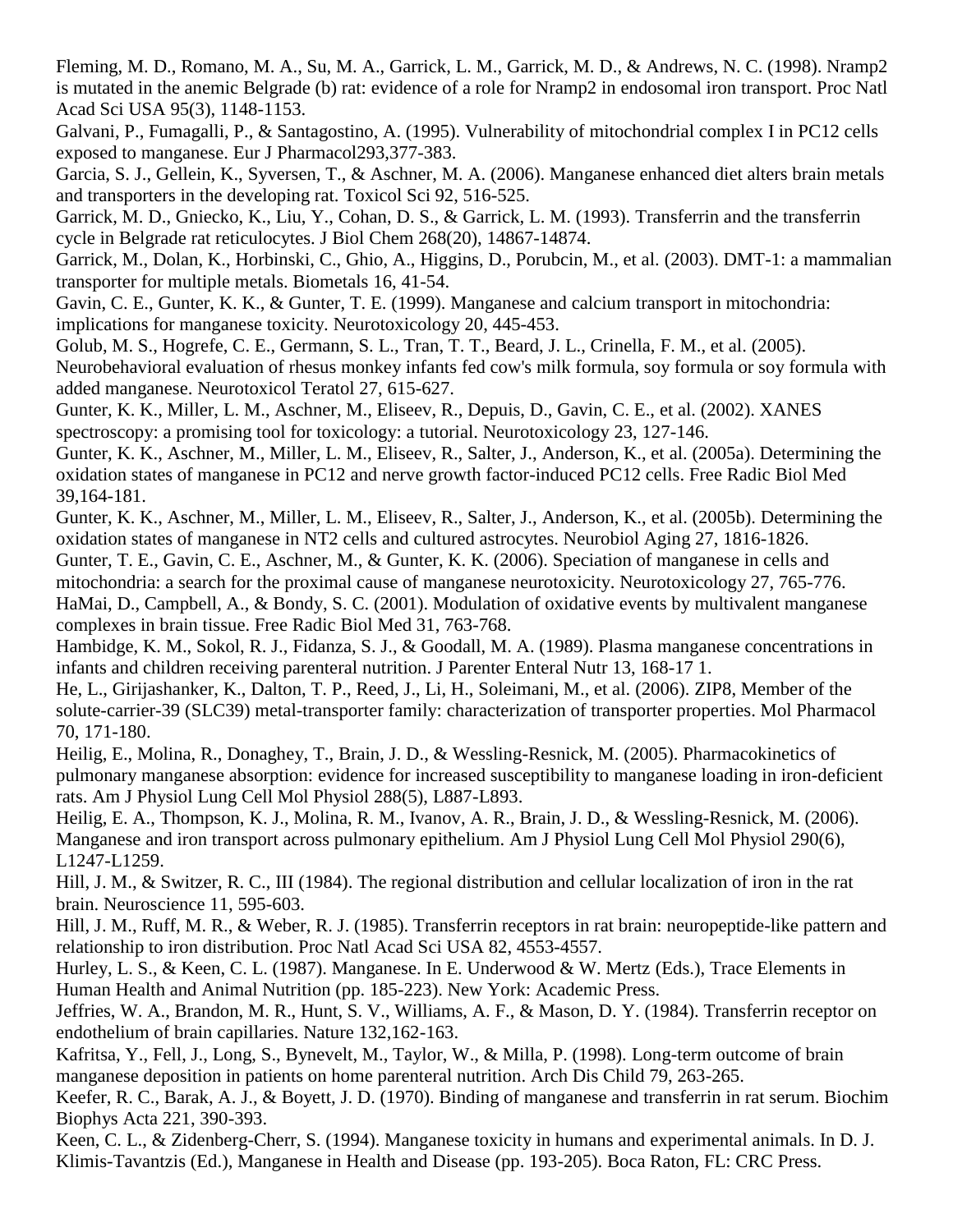Fleming, M. D., Romano, M. A., Su, M. A., Garrick, L. M., Garrick, M. D., & Andrews, N. C. (1998). Nramp2 is mutated in the anemic Belgrade (b) rat: evidence of a role for Nramp2 in endosomal iron transport. Proc Natl Acad Sci USA 95(3), 1148-1153.

Galvani, P., Fumagalli, P., & Santagostino, A. (1995). Vulnerability of mitochondrial complex I in PC12 cells exposed to manganese. Eur J Pharmacol293,377-383.

Garcia, S. J., Gellein, K., Syversen, T., & Aschner, M. A. (2006). Manganese enhanced diet alters brain metals and transporters in the developing rat. Toxicol Sci 92, 516-525.

Garrick, M. D., Gniecko, K., Liu, Y., Cohan, D. S., & Garrick, L. M. (1993). Transferrin and the transferrin cycle in Belgrade rat reticulocytes. J Biol Chem 268(20), 14867-14874.

Garrick, M., Dolan, K., Horbinski, C., Ghio, A., Higgins, D., Porubcin, M., et al. (2003). DMT-1: a mammalian transporter for multiple metals. Biometals 16, 41-54.

Gavin, C. E., Gunter, K. K., & Gunter, T. E. (1999). Manganese and calcium transport in mitochondria: implications for manganese toxicity. Neurotoxicology 20, 445-453.

Golub, M. S., Hogrefe, C. E., Germann, S. L., Tran, T. T., Beard, J. L., Crinella, F. M., et al. (2005). Neurobehavioral evaluation of rhesus monkey infants fed cow's milk formula, soy formula or soy formula with added manganese. Neurotoxicol Teratol 27, 615-627.

Gunter, K. K., Miller, L. M., Aschner, M., Eliseev, R., Depuis, D., Gavin, C. E., et al. (2002). XANES spectroscopy: a promising tool for toxicology: a tutorial. Neurotoxicology 23, 127-146.

Gunter, K. K., Aschner, M., Miller, L. M., Eliseev, R., Salter, J., Anderson, K., et al. (2005a). Determining the oxidation states of manganese in PC12 and nerve growth factor-induced PC12 cells. Free Radic Biol Med 39,164-181.

Gunter, K. K., Aschner, M., Miller, L. M., Eliseev, R., Salter, J., Anderson, K., et al. (2005b). Determining the oxidation states of manganese in NT2 cells and cultured astrocytes. Neurobiol Aging 27, 1816-1826.

Gunter, T. E., Gavin, C. E., Aschner, M., & Gunter, K. K. (2006). Speciation of manganese in cells and mitochondria: a search for the proximal cause of manganese neurotoxicity. Neurotoxicology 27, 765-776.

HaMai, D., Campbell, A., & Bondy, S. C. (2001). Modulation of oxidative events by multivalent manganese complexes in brain tissue. Free Radic Biol Med 31, 763-768.

Hambidge, K. M., Sokol, R. J., Fidanza, S. J., & Goodall, M. A. (1989). Plasma manganese concentrations in infants and children receiving parenteral nutrition. J Parenter Enteral Nutr 13, 168-17 1.

He, L., Girijashanker, K., Dalton, T. P., Reed, J., Li, H., Soleimani, M., et al. (2006). ZIP8, Member of the solute-carrier-39 (SLC39) metal-transporter family: characterization of transporter properties. Mol Pharmacol 70, 171-180.

Heilig, E., Molina, R., Donaghey, T., Brain, J. D., & Wessling-Resnick, M. (2005). Pharmacokinetics of pulmonary manganese absorption: evidence for increased susceptibility to manganese loading in iron-deficient rats. Am J Physiol Lung Cell Mol Physiol 288(5), L887-L893.

Heilig, E. A., Thompson, K. J., Molina, R. M., Ivanov, A. R., Brain, J. D., & Wessling-Resnick, M. (2006). Manganese and iron transport across pulmonary epithelium. Am J Physiol Lung Cell Mol Physiol 290(6), L1247-L1259.

Hill, J. M., & Switzer, R. C., III (1984). The regional distribution and cellular localization of iron in the rat brain. Neuroscience 11, 595-603.

Hill, J. M., Ruff, M. R., & Weber, R. J. (1985). Transferrin receptors in rat brain: neuropeptide-like pattern and relationship to iron distribution. Proc Natl Acad Sci USA 82, 4553-4557.

Hurley, L. S., & Keen, C. L. (1987). Manganese. In E. Underwood & W. Mertz (Eds.), Trace Elements in Human Health and Animal Nutrition (pp. 185-223). New York: Academic Press.

Jeffries, W. A., Brandon, M. R., Hunt, S. V., Williams, A. F., & Mason, D. Y. (1984). Transferrin receptor on endothelium of brain capillaries. Nature 132,162-163.

Kafritsa, Y., Fell, J., Long, S., Bynevelt, M., Taylor, W., & Milla, P. (1998). Long-term outcome of brain manganese deposition in patients on home parenteral nutrition. Arch Dis Child 79, 263-265.

Keefer, R. C., Barak, A. J., & Boyett, J. D. (1970). Binding of manganese and transferrin in rat serum. Biochim Biophys Acta 221, 390-393.

Keen, C. L., & Zidenberg-Cherr, S. (1994). Manganese toxicity in humans and experimental animals. In D. J. Klimis-Tavantzis (Ed.), Manganese in Health and Disease (pp. 193-205). Boca Raton, FL: CRC Press.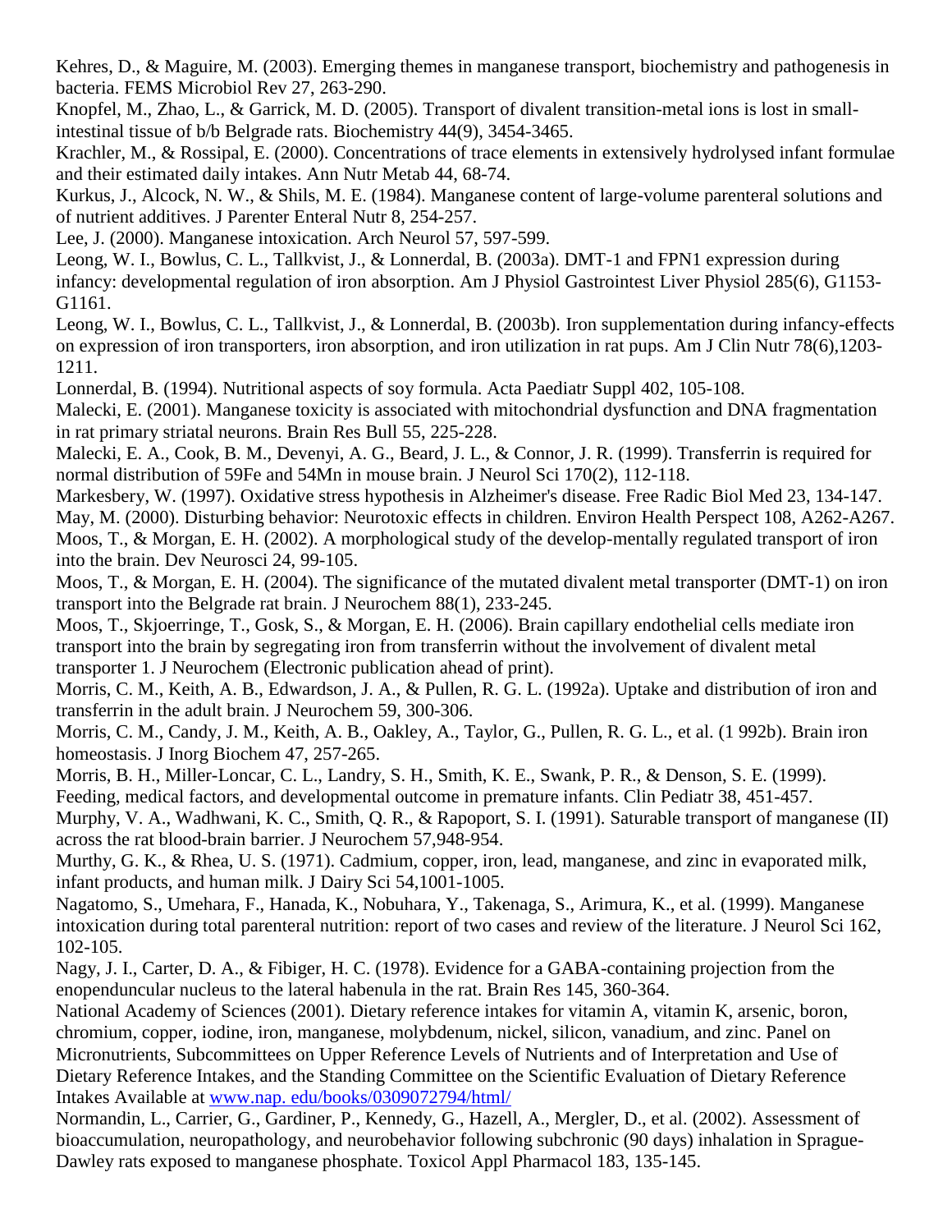Kehres, D., & Maguire, M. (2003). Emerging themes in manganese transport, biochemistry and pathogenesis in bacteria. FEMS Microbiol Rev 27, 263-290.

Knopfel, M., Zhao, L., & Garrick, M. D. (2005). Transport of divalent transition-metal ions is lost in small-intestinal tissue of b/b Belgrade rats. Biochemistry 44(9), 3454-3465.

Krachler, M., & Rossipal, E. (2000). Concentrations of trace elements in extensively hydrolysed infant formulae and their estimated daily intakes. Ann Nutr Metab 44, 68-74.

Kurkus, J., Alcock, N. W., & Shils, M. E. (1984). Manganese content of large-volume parenteral solutions and of nutrient additives. J Parenter Enteral Nutr 8, 254-257.

Lee, J. (2000). Manganese intoxication. Arch Neurol 57, 597-599.

Leong, W. I., Bowlus, C. L., Tallkvist, J., & Lonnerdal, B. (2003a). DMT-1 and FPN1 expression during infancy: developmental regulation of iron absorption. Am J Physiol Gastrointest Liver Physiol 285(6), G1153-G1161.

Leong, W. I., Bowlus, C. L., Tallkvist, J., & Lonnerdal, B. (2003b). Iron supplementation during infancy-effects on expression of iron transporters, iron absorption, and iron utilization in rat pups. Am J Clin Nutr 78(6),1203-1211.

Lonnerdal, B. (1994). Nutritional aspects of soy formula. Acta Paediatr Suppl 402, 105-108.

Malecki, E. (2001). Manganese toxicity is associated with mitochondrial dysfunction and DNA fragmentation in rat primary striatal neurons. Brain Res Bull 55, 225-228.

Malecki, E. A., Cook, B. M., Devenyi, A. G., Beard, J. L., & Connor, J. R. (1999). Transferrin is required for normal distribution of 59Fe and 54Mn in mouse brain. J Neurol Sci 170(2), 112-118.

Markesbery, W. (1997). Oxidative stress hypothesis in Alzheimer's disease. Free Radic Biol Med 23, 134-147.

May, M. (2000). Disturbing behavior: Neurotoxic effects in children. Environ Health Perspect 108, A262-A267.

Moos, T., & Morgan, E. H. (2002). A morphological study of the develop-mentally regulated transport of iron into the brain. Dev Neurosci 24, 99-105.

Moos, T., & Morgan, E. H. (2004). The significance of the mutated divalent metal transporter (DMT-1) on iron transport into the Belgrade rat brain. J Neurochem 88(1), 233-245.

Moos, T., Skjoerringe, T., Gosk, S., & Morgan, E. H. (2006). Brain capillary endothelial cells mediate iron transport into the brain by segregating iron from transferrin without the involvement of divalent metal transporter 1. J Neurochem (Electronic publication ahead of print).

Morris, C. M., Keith, A. B., Edwardson, J. A., & Pullen, R. G. L. (1992a). Uptake and distribution of iron and transferrin in the adult brain. J Neurochem 59, 300-306.

Morris, C. M., Candy, J. M., Keith, A. B., Oakley, A., Taylor, G., Pullen, R. G. L., et al. (1 992b). Brain iron homeostasis. J Inorg Biochem 47, 257-265.

Morris, B. H., Miller-Loncar, C. L., Landry, S. H., Smith, K. E., Swank, P. R., & Denson, S. E. (1999). Feeding, medical factors, and developmental outcome in premature infants. Clin Pediatr 38, 451-457.

Murphy, V. A., Wadhwani, K. C., Smith, Q. R., & Rapoport, S. I. (1991). Saturable transport of manganese (II) across the rat blood-brain barrier. J Neurochem 57,948-954.

Murthy, G. K., & Rhea, U. S. (1971). Cadmium, copper, iron, lead, manganese, and zinc in evaporated milk, infant products, and human milk. J Dairy Sci 54,1001-1005.

Nagatomo, S., Umehara, F., Hanada, K., Nobuhara, Y., Takenaga, S., Arimura, K., et al. (1999). Manganese intoxication during total parenteral nutrition: report of two cases and review of the literature. J Neurol Sci 162, 102-105.

Nagy, J. I., Carter, D. A., & Fibiger, H. C. (1978). Evidence for a GABA-containing projection from the enopenduncular nucleus to the lateral habenula in the rat. Brain Res 145, 360-364.

National Academy of Sciences (2001). Dietary reference intakes for vitamin A, vitamin K, arsenic, boron, chromium, copper, iodine, iron, manganese, molybdenum, nickel, silicon, vanadium, and zinc. Panel on Micronutrients, Subcommittees on Upper Reference Levels of Nutrients and of Interpretation and Use of Dietary Reference Intakes, and the Standing Committee on the Scientific Evaluation of Dietary Reference Intakes Available at www.nap. edu/books/0309072794/html/

Normandin, L., Carrier, G., Gardiner, P., Kennedy, G., Hazell, A., Mergler, D., et al. (2002). Assessment of bioaccumulation, neuropathology, and neurobehavior following subchronic (90 days) inhalation in Sprague-Dawley rats exposed to manganese phosphate. Toxicol Appl Pharmacol 183, 135-145.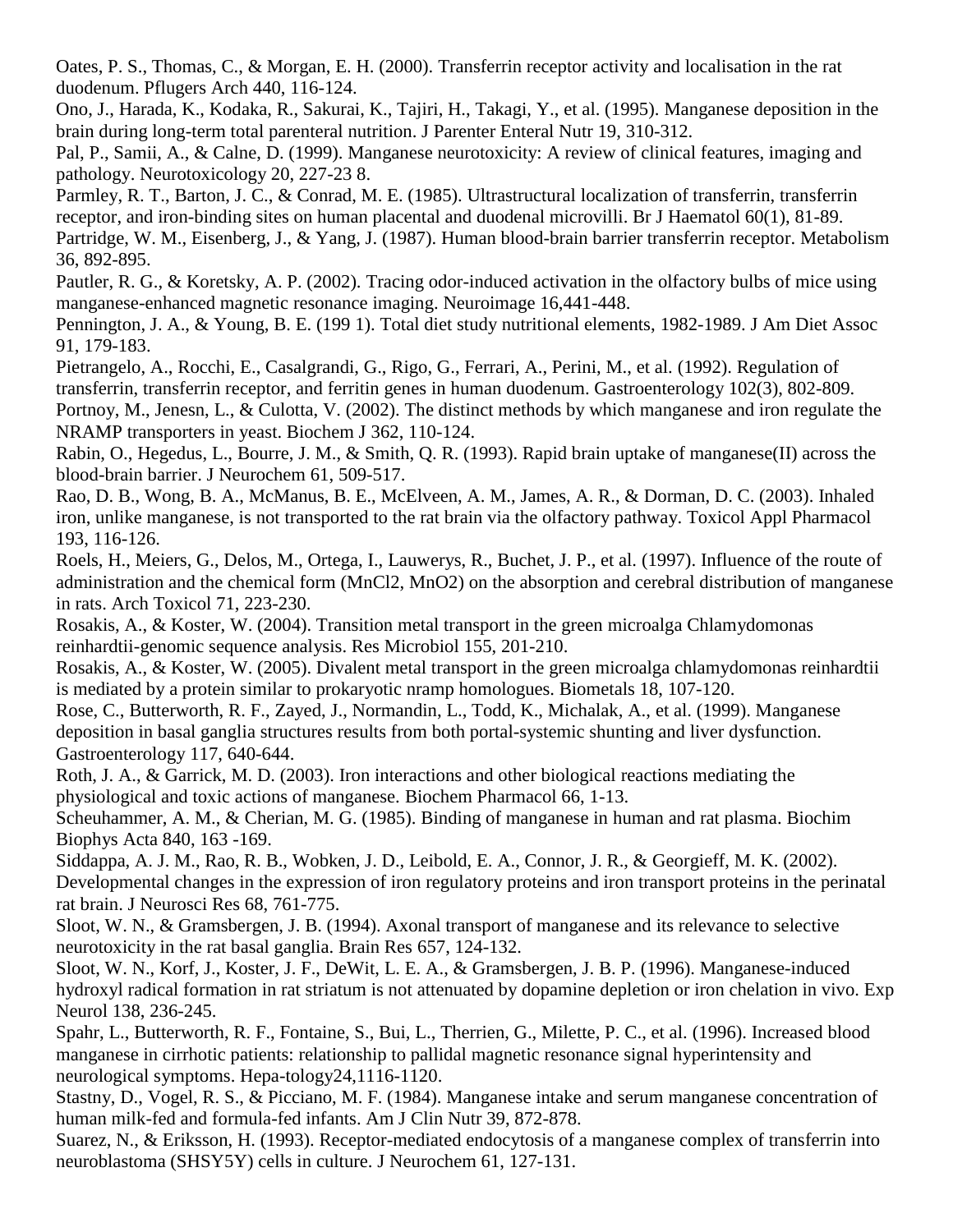Oates, P. S., Thomas, C., & Morgan, E. H. (2000). Transferrin receptor activity and localisation in the rat duodenum. Pflugers Arch 440, 116-124.

Ono, J., Harada, K., Kodaka, R., Sakurai, K., Tajiri, H., Takagi, Y., et al. (1995). Manganese deposition in the brain during long-term total parenteral nutrition. J Parenter Enteral Nutr 19, 310-312.

Pal, P., Samii, A., & Calne, D. (1999). Manganese neurotoxicity: A review of clinical features, imaging and pathology. Neurotoxicology 20, 227-23 8.

Parmley, R. T., Barton, J. C., & Conrad, M. E. (1985). Ultrastructural localization of transferrin, transferrin receptor, and iron-binding sites on human placental and duodenal microvilli. Br J Haematol 60(1), 81-89.

Partridge, W. M., Eisenberg, J., & Yang, J. (1987). Human blood-brain barrier transferrin receptor. Metabolism 36, 892-895.

Pautler, R. G., & Koretsky, A. P. (2002). Tracing odor-induced activation in the olfactory bulbs of mice using manganese-enhanced magnetic resonance imaging. Neuroimage 16,441-448.

Pennington, J. A., & Young, B. E. (199 1). Total diet study nutritional elements, 1982-1989. J Am Diet Assoc 91, 179-183.

Pietrangelo, A., Rocchi, E., Casalgrandi, G., Rigo, G., Ferrari, A., Perini, M., et al. (1992). Regulation of transferrin, transferrin receptor, and ferritin genes in human duodenum. Gastroenterology 102(3), 802-809.

Portnoy, M., Jenesn, L., & Culotta, V. (2002). The distinct methods by which manganese and iron regulate the NRAMP transporters in yeast. Biochem J 362, 110-124.

Rabin, O., Hegedus, L., Bourre, J. M., & Smith, Q. R. (1993). Rapid brain uptake of manganese(II) across the blood-brain barrier. J Neurochem 61, 509-517.

Rao, D. B., Wong, B. A., McManus, B. E., McElveen, A. M., James, A. R., & Dorman, D. C. (2003). Inhaled iron, unlike manganese, is not transported to the rat brain via the olfactory pathway. Toxicol Appl Pharmacol 193, 116-126.

Roels, H., Meiers, G., Delos, M., Ortega, I., Lauwerys, R., Buchet, J. P., et al. (1997). Influence of the route of administration and the chemical form ($MnCl_2$, $MnO_2$) on the absorption and cerebral distribution of manganese in rats. Arch Toxicol 71, 223-230.

Rosakis, A., & Koster, W. (2004). Transition metal transport in the green microalga Chlamydomonas reinhardtii-genomic sequence analysis. Res Microbiol 155, 201-210.

Rosakis, A., & Koster, W. (2005). Divalent metal transport in the green microalga chlamydomonas reinhardtii is mediated by a protein similar to prokaryotic nramp homologues. Biometals 18, 107-120.

Rose, C., Butterworth, R. F., Zayed, J., Normandin, L., Todd, K., Michalak, A., et al. (1999). Manganese deposition in basal ganglia structures results from both portal-systemic shunting and liver dysfunction. Gastroenterology 117, 640-644.

Roth, J. A., & Garrick, M. D. (2003). Iron interactions and other biological reactions mediating the physiological and toxic actions of manganese. Biochem Pharmacol 66, 1-13.

Scheuhammer, A. M., & Cherian, M. G. (1985). Binding of manganese in human and rat plasma. Biochim Biophys Acta 840, 163 -169.

Siddappa, A. J. M., Rao, R. B., Wobken, J. D., Leibold, E. A., Connor, J. R., & Georgieff, M. K. (2002). Developmental changes in the expression of iron regulatory proteins and iron transport proteins in the perinatal rat brain. J Neurosci Res 68, 761-775.

Sloot, W. N., & Gramsbergen, J. B. (1994). Axonal transport of manganese and its relevance to selective neurotoxicity in the rat basal ganglia. Brain Res 657, 124-132.

Sloot, W. N., Korf, J., Koster, J. F., DeWit, L. E. A., & Gramsbergen, J. B. P. (1996). Manganese-induced hydroxyl radical formation in rat striatum is not attenuated by dopamine depletion or iron chelation in vivo. Exp Neurol 138, 236-245.

Spahr, L., Butterworth, R. F., Fontaine, S., Bui, L., Therrien, G., Milette, P. C., et al. (1996). Increased blood manganese in cirrhotic patients: relationship to pallidal magnetic resonance signal hyperintensity and neurological symptoms. Hepa-tology24,1116-1120.

Stastny, D., Vogel, R. S., & Picciano, M. F. (1984). Manganese intake and serum manganese concentration of human milk-fed and formula-fed infants. Am J Clin Nutr 39, 872-878.

Suarez, N., & Eriksson, H. (1993). Receptor-mediated endocytosis of a manganese complex of transferrin into neuroblastoma (SHSY5Y) cells in culture. J Neurochem 61, 127-131.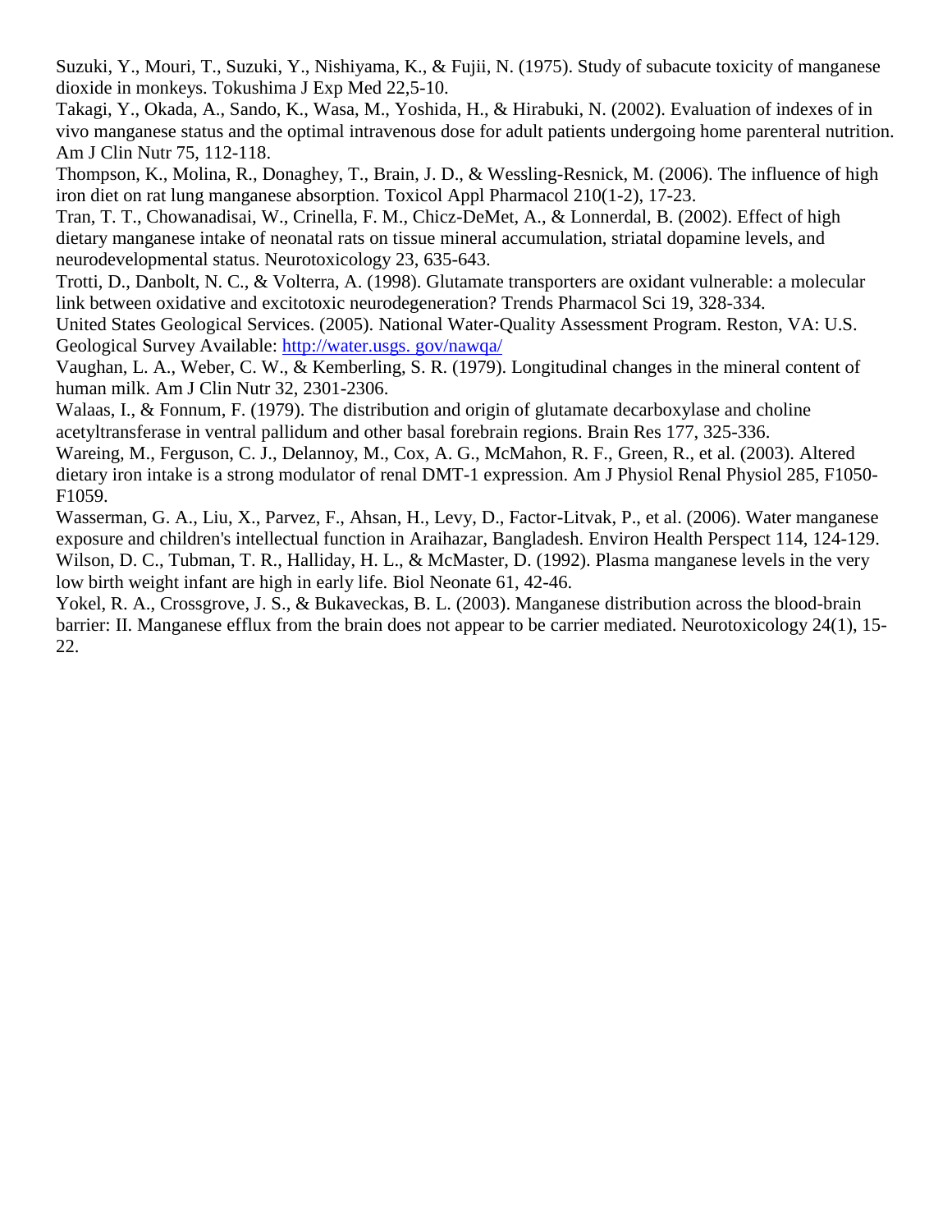Suzuki, Y., Mouri, T., Suzuki, Y., Nishiyama, K., & Fujii, N. (1975). Study of subacute toxicity of manganese dioxide in monkeys. Tokushima J Exp Med 22,5-10.

Takagi, Y., Okada, A., Sando, K., Wasa, M., Yoshida, H., & Hirabuki, N. (2002). Evaluation of indexes of in vivo manganese status and the optimal intravenous dose for adult patients undergoing home parenteral nutrition. Am J Clin Nutr 75, 112-118.

Thompson, K., Molina, R., Donaghey, T., Brain, J. D., & Wessling-Resnick, M. (2006). The influence of high iron diet on rat lung manganese absorption. Toxicol Appl Pharmacol 210(1-2), 17-23.

Tran, T. T., Chowanadisai, W., Crinella, F. M., Chicz-DeMet, A., & Lonnerdal, B. (2002). Effect of high dietary manganese intake of neonatal rats on tissue mineral accumulation, striatal dopamine levels, and neurodevelopmental status. Neurotoxicology 23, 635-643.

Trotti, D., Danbolt, N. C., & Volterra, A. (1998). Glutamate transporters are oxidant vulnerable: a molecular link between oxidative and excitotoxic neurodegeneration? Trends Pharmacol Sci 19, 328-334.

United States Geological Services. (2005). National Water-Quality Assessment Program. Reston, VA: U.S. Geological Survey Available: http://water.usgs. gov/nawqa/

Vaughan, L. A., Weber, C. W., & Kemberling, S. R. (1979). Longitudinal changes in the mineral content of human milk. Am J Clin Nutr 32, 2301-2306.

Walaas, I., & Fonnum, F. (1979). The distribution and origin of glutamate decarboxylase and choline acetyltransferase in ventral pallidum and other basal forebrain regions. Brain Res 177, 325-336.

Wareing, M., Ferguson, C. J., Delannoy, M., Cox, A. G., McMahon, R. F., Green, R., et al. (2003). Altered dietary iron intake is a strong modulator of renal DMT-1 expression. Am J Physiol Renal Physiol 285, F1050-F1059.

Wasserman, G. A., Liu, X., Parvez, F., Ahsan, H., Levy, D., Factor-Litvak, P., et al. (2006). Water manganese exposure and children's intellectual function in Araihazar, Bangladesh. Environ Health Perspect 114, 124-129.

Wilson, D. C., Tubman, T. R., Halliday, H. L., & McMaster, D. (1992). Plasma manganese levels in the very low birth weight infant are high in early life. Biol Neonate 61, 42-46.

Yokel, R. A., Crossgrove, J. S., & Bukaveckas, B. L. (2003). Manganese distribution across the blood-brain barrier: II. Manganese efflux from the brain does not appear to be carrier mediated. Neurotoxicology 24(1), 15-22.